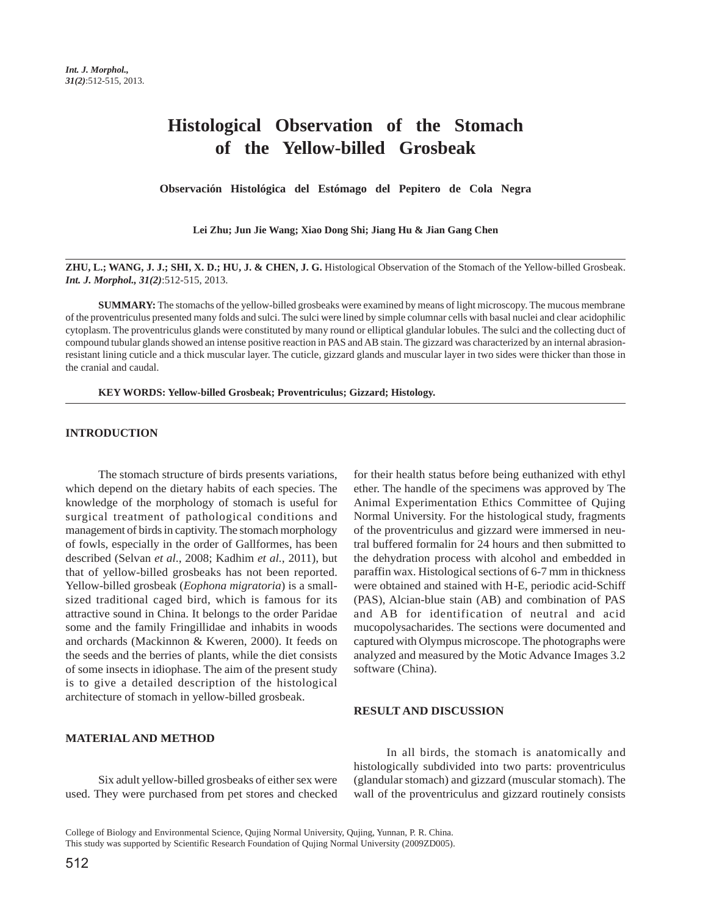# Histological Observation of the Stomach of the Yellow-billed Grosbeak

**Observación Histológica del Estómago del Pepitero de Cola Negra**

**Lei Zhu; Jun Jie Wang; Xiao Dong Shi; Jiang Hu & Jian Gang Chen**

---

**ZHU, L.; WANG, J. J.; SHI, X. D.; HU, J. & CHEN, J. G.** Histological Observation of the Stomach of the Yellow-billed Grosbeak. ***Int. J. Morphol., 31(2)***:512-515, 2013.

**SUMMARY:** The stomachs of the yellow-billed grosbeaks were examined by means of light microscopy. The mucous membrane of the proventriculus presented many folds and sulci. The sulci were lined by simple columnar cells with basal nuclei and clear acidophilic cytoplasm. The proventriculus glands were constituted by many round or elliptical glandular lobules. The sulci and the collecting duct of compound tubular glands showed an intense positive reaction in PAS and AB stain. The gizzard was characterized by an internal abrasion-resistant lining cuticle and a thick muscular layer. The cuticle, gizzard glands and muscular layer in two sides were thicker than those in the cranial and caudal.

**KEY WORDS: Yellow-billed Grosbeak; Proventriculus; Gizzard; Histology.**

---

## INTRODUCTION

The stomach structure of birds presents variations, which depend on the dietary habits of each species. The knowledge of the morphology of stomach is useful for surgical treatment of pathological conditions and management of birds in captivity. The stomach morphology of fowls, especially in the order of Gallformes, has been described (Selvan *et al.*, 2008; Kadhim *et al.*, 2011), but that of yellow-billed grosbeaks has not been reported. Yellow-billed grosbeak (*Eophona migratoria*) is a small-sized traditional caged bird, which is famous for its attractive sound in China. It belongs to the order Paridae some and the family Fringillidae and inhabits in woods and orchards (Mackinnon & Kweren, 2000). It feeds on the seeds and the berries of plants, while the diet consists of some insects in idiophase. The aim of the present study is to give a detailed description of the histological architecture of stomach in yellow-billed grosbeak.

## MATERIAL AND METHOD

Six adult yellow-billed grosbeaks of either sex were used. They were purchased from pet stores and checked for their health status before being euthanized with ethyl ether. The handle of the specimens was approved by The Animal Experimentation Ethics Committee of Qujing Normal University. For the histological study, fragments of the proventriculus and gizzard were immersed in neutral buffered formalin for 24 hours and then submitted to the dehydration process with alcohol and embedded in paraffin wax. Histological sections of 6-7 mm in thickness were obtained and stained with H-E, periodic acid-Schiff (PAS), Alcian-blue stain (AB) and combination of PAS and AB for identification of neutral and acid mucopolysacharides. The sections were documented and captured with Olympus microscope. The photographs were analyzed and measured by the Motic Advance Images 3.2 software (China).

## RESULT AND DISCUSSION

In all birds, the stomach is anatomically and histologically subdivided into two parts: proventriculus (glandular stomach) and gizzard (muscular stomach). The wall of the proventriculus and gizzard routinely consists

College of Biology and Environmental Science, Qujing Normal University, Qujing, Yunnan, P. R. China.
This study was supported by Scientific Research Foundation of Qujing Normal University (2009ZD005).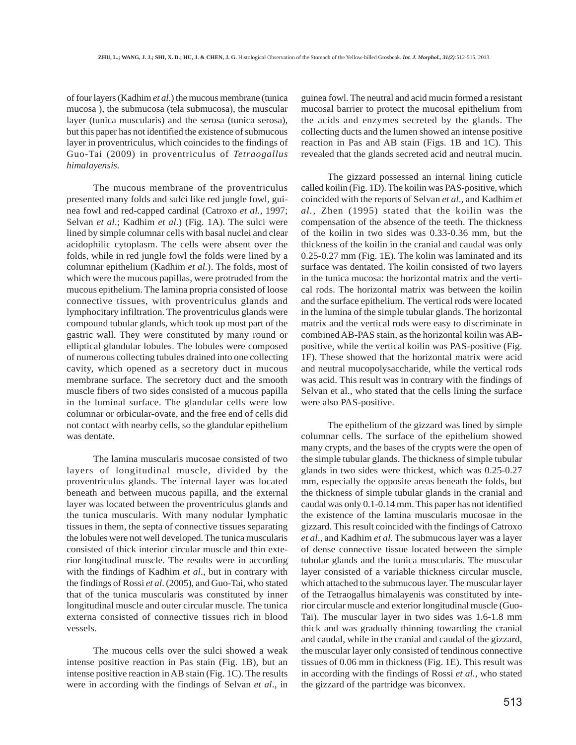of four layers (Kadhim *et al*.) the mucous membrane (tunica mucosa ), the submucosa (tela submucosa), the muscular layer (tunica muscularis) and the serosa (tunica serosa), but this paper has not identified the existence of submucous layer in proventriculus, which coincides to the findings of Guo-Tai (2009) in proventriculus of *Tetraogallus himalayensis.*

The mucous membrane of the proventriculus presented many folds and sulci like red jungle fowl, guinea fowl and red-capped cardinal (Catroxo *et al*., 1997; Selvan *et al*.; Kadhim *et al*.) (Fig. 1A). The sulci were lined by simple columnar cells with basal nuclei and clear acidophilic cytoplasm. The cells were absent over the folds, while in red jungle fowl the folds were lined by a columnar epithelium (Kadhim *et al.*). The folds, most of which were the mucous papillas, were protruded from the mucous epithelium. The lamina propria consisted of loose connective tissues, with proventriculus glands and lymphocitary infiltration. The proventriculus glands were compound tubular glands, which took up most part of the gastric wall. They were constituted by many round or elliptical glandular lobules. The lobules were composed of numerous collecting tubules drained into one collecting cavity, which opened as a secretory duct in mucous membrane surface. The secretory duct and the smooth muscle fibers of two sides consisted of a mucous papilla in the luminal surface. The glandular cells were low columnar or orbicular-ovate, and the free end of cells did not contact with nearby cells, so the glandular epithelium was dentate.

The lamina muscularis mucosae consisted of two layers of longitudinal muscle, divided by the proventriculus glands. The internal layer was located beneath and between mucous papilla, and the external layer was located between the proventriculus glands and the tunica muscularis. With many nodular lymphatic tissues in them, the septa of connective tissues separating the lobules were not well developed. The tunica muscularis consisted of thick interior circular muscle and thin exterior longitudinal muscle. The results were in according with the findings of Kadhim *et al*., but in contrary with the findings of Rossi *et al*. (2005), and Guo-Tai, who stated that of the tunica muscularis was constituted by inner longitudinal muscle and outer circular muscle. The tunica externa consisted of connective tissues rich in blood vessels.

The mucous cells over the sulci showed a weak intense positive reaction in Pas stain (Fig. 1B), but an intense positive reaction in AB stain (Fig. 1C). The results were in according with the findings of Selvan *et al*., in guinea fowl. The neutral and acid mucin formed a resistant mucosal barrier to protect the mucosal epithelium from the acids and enzymes secreted by the glands. The collecting ducts and the lumen showed an intense positive reaction in Pas and AB stain (Figs. 1B and 1C). This revealed that the glands secreted acid and neutral mucin.

The gizzard possessed an internal lining cuticle called koilin (Fig. 1D). The koilin was PAS-positive, which coincided with the reports of Selvan *et al*., and Kadhim *et al.,* Zhen (1995) stated that the koilin was the compensation of the absence of the teeth. The thickness of the koilin in two sides was 0.33-0.36 mm, but the thickness of the koilin in the cranial and caudal was only 0.25-0.27 mm (Fig. 1E). The kolin was laminated and its surface was dentated. The koilin consisted of two layers in the tunica mucosa: the horizontal matrix and the vertical rods. The horizontal matrix was between the koilin and the surface epithelium. The vertical rods were located in the lumina of the simple tubular glands. The horizontal matrix and the vertical rods were easy to discriminate in combined AB-PAS stain, as the horizontal koilin was AB-positive, while the vertical koilin was PAS-positive (Fig. 1F). These showed that the horizontal matrix were acid and neutral mucopolysaccharide, while the vertical rods was acid. This result was in contrary with the findings of Selvan et al., who stated that the cells lining the surface were also PAS-positive.

The epithelium of the gizzard was lined by simple columnar cells. The surface of the epithelium showed many crypts, and the bases of the crypts were the open of the simple tubular glands. The thickness of simple tubular glands in two sides were thickest, which was 0.25-0.27 mm, especially the opposite areas beneath the folds, but the thickness of simple tubular glands in the cranial and caudal was only 0.1-0.14 mm. This paper has not identified the existence of the lamina muscularis mucosae in the gizzard. This result coincided with the findings of Catroxo *et al*., and Kadhim *et al.* The submucous layer was a layer of dense connective tissue located between the simple tubular glands and the tunica muscularis. The muscular layer consisted of a variable thickness circular muscle, which attached to the submucous layer. The muscular layer of the Tetraogallus himalayenis was constituted by interior circular muscle and exterior longitudinal muscle (Guo-Tai). The muscular layer in two sides was 1.6-1.8 mm thick and was gradually thinning towarding the cranial and caudal, while in the cranial and caudal of the gizzard, the muscular layer only consisted of tendinous connective tissues of 0.06 mm in thickness (Fig. 1E). This result was in according with the findings of Rossi *et al.,* who stated the gizzard of the partridge was biconvex.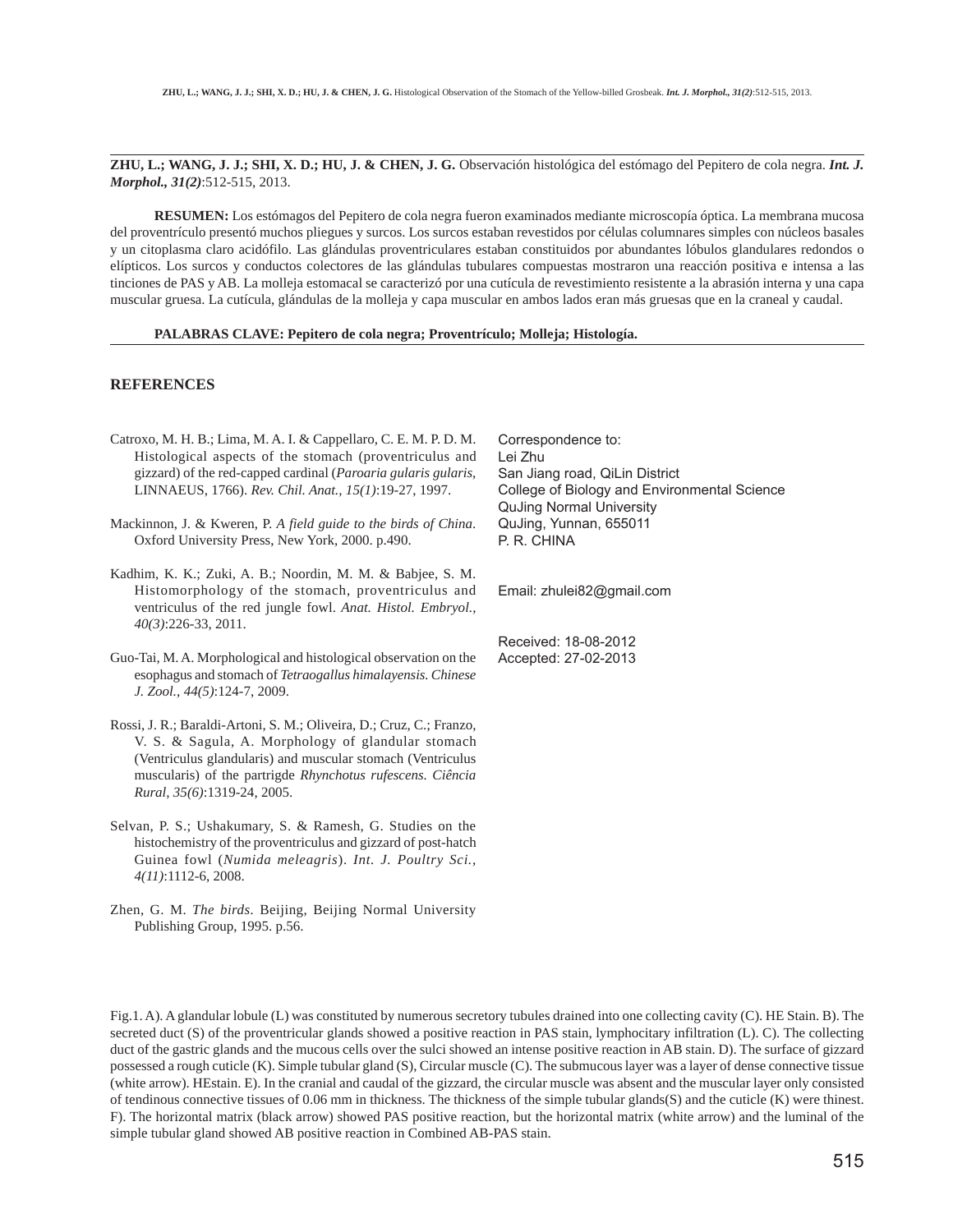**ZHU, L.; WANG, J. J.; SHI, X. D.; HU, J. & CHEN, J. G.** Observación histológica del estómago del Pepitero de cola negra. ***Int. J. Morphol., 31(2)***:512-515, 2013.

**RESUMEN:** Los estómagos del Pepitero de cola negra fueron examinados mediante microscopía óptica. La membrana mucosa del proventrículo presentó muchos pliegues y surcos. Los surcos estaban revestidos por células columnares simples con núcleos basales y un citoplasma claro acidófilo. Las glándulas proventriculares estaban constituidos por abundantes lóbulos glandulares redondos o elípticos. Los surcos y conductos colectores de las glándulas tubulares compuestas mostraron una reacción positiva e intensa a las tinciones de PAS y AB. La molleja estomacal se caracterizó por una cutícula de revestimiento resistente a la abrasión interna y una capa muscular gruesa. La cutícula, glándulas de la molleja y capa muscular en ambos lados eran más gruesas que en la craneal y caudal.

**PALABRAS CLAVE: Pepitero de cola negra; Proventrículo; Molleja; Histología.**

## REFERENCES

Catroxo, M. H. B.; Lima, M. A. I. & Cappellaro, C. E. M. P. D. M. Histological aspects of the stomach (proventriculus and gizzard) of the red-capped cardinal (*Paroaria gularis gularis*, LINNAEUS, 1766). *Rev. Chil. Anat., 15(1)*:19-27, 1997.

Mackinnon, J. & Kweren, P. *A field guide to the birds of China*. Oxford University Press, New York, 2000. p.490.

Kadhim, K. K.; Zuki, A. B.; Noordin, M. M. & Babjee, S. M. Histomorphology of the stomach, proventriculus and ventriculus of the red jungle fowl. *Anat. Histol. Embryol., 40(3)*:226-33, 2011.

Guo-Tai, M. A. Morphological and histological observation on the esophagus and stomach of *Tetraogallus himalayensis. Chinese J. Zool., 44(5)*:124-7, 2009.

Rossi, J. R.; Baraldi-Artoni, S. M.; Oliveira, D.; Cruz, C.; Franzo, V. S. & Sagula, A. Morphology of glandular stomach (Ventriculus glandularis) and muscular stomach (Ventriculus muscularis) of the partrigde *Rhynchotus rufescens. Ciência Rural, 35(6)*:1319-24, 2005.

Selvan, P. S.; Ushakumary, S. & Ramesh, G. Studies on the histochemistry of the proventriculus and gizzard of post-hatch Guinea fowl (*Numida meleagris*). *Int. J. Poultry Sci., 4(11)*:1112-6, 2008.

Zhen, G. M. *The birds*. Beijing, Beijing Normal University Publishing Group, 1995. p.56.

Correspondence to:
Lei Zhu
San Jiang road, QiLin District
College of Biology and Environmental Science
QuJing Normal University
QuJing, Yunnan, 655011
P. R. CHINA

Email: zhulei82@gmail.com

Received: 18-08-2012
Accepted: 27-02-2013

Fig.1. A). A glandular lobule (L) was constituted by numerous secretory tubules drained into one collecting cavity (C). HE Stain. B). The secreted duct (S) of the proventricular glands showed a positive reaction in PAS stain, lymphocitary infiltration (L). C). The collecting duct of the gastric glands and the mucous cells over the sulci showed an intense positive reaction in AB stain. D). The surface of gizzard possessed a rough cuticle (K). Simple tubular gland (S), Circular muscle (C). The submucous layer was a layer of dense connective tissue (white arrow). HEstain. E). In the cranial and caudal of the gizzard, the circular muscle was absent and the muscular layer only consisted of tendinous connective tissues of 0.06 mm in thickness. The thickness of the simple tubular glands(S) and the cuticle (K) were thinest. F). The horizontal matrix (black arrow) showed PAS positive reaction, but the horizontal matrix (white arrow) and the luminal of the simple tubular gland showed AB positive reaction in Combined AB-PAS stain.